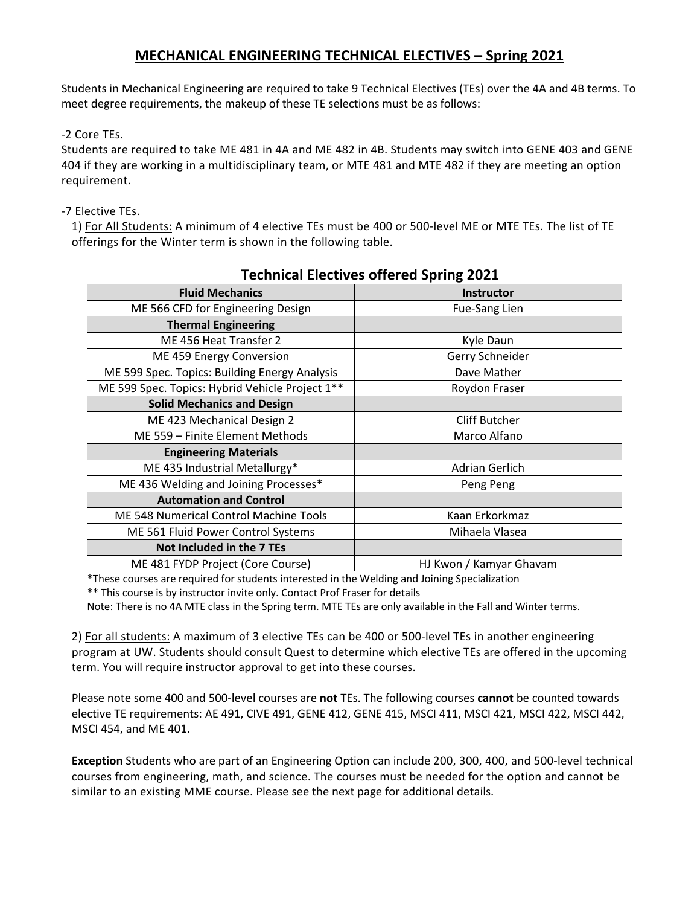# MECHANICAL ENGINEERING TECHNICAL ELECTIVES – Spring 2021

Students in Mechanical Engineering are required to take 9 Technical Electives (TEs) over the 4A and 4B terms. To meet degree requirements, the makeup of these TE selections must be as follows:

-2 Core TEs.
Students are required to take ME 481 in 4A and ME 482 in 4B. Students may switch into GENE 403 and GENE 404 if they are working in a multidisciplinary team, or MTE 481 and MTE 482 if they are meeting an option requirement.

-7 Elective TEs.

1) For All Students: A minimum of 4 elective TEs must be 400 or 500-level ME or MTE TEs. The list of TE offerings for the Winter term is shown in the following table.

## Technical Electives offered Spring 2021

| Fluid Mechanics | Instructor |
|---|---|
| ME 566 CFD for Engineering Design | Fue-Sang Lien |
| **Thermal Engineering** | |
| ME 456 Heat Transfer 2 | Kyle Daun |
| ME 459 Energy Conversion | Gerry Schneider |
| ME 599 Spec. Topics: Building Energy Analysis | Dave Mather |
| ME 599 Spec. Topics: Hybrid Vehicle Project 1** | Roydon Fraser |
| **Solid Mechanics and Design** | |
| ME 423 Mechanical Design 2 | Cliff Butcher |
| ME 559 – Finite Element Methods | Marco Alfano |
| **Engineering Materials** | |
| ME 435 Industrial Metallurgy* | Adrian Gerlich |
| ME 436 Welding and Joining Processes* | Peng Peng |
| **Automation and Control** | |
| ME 548 Numerical Control Machine Tools | Kaan Erkorkmaz |
| ME 561 Fluid Power Control Systems | Mihaela Vlasea |
| **Not Included in the 7 TEs** | |
| ME 481 FYDP Project (Core Course) | HJ Kwon / Kamyar Ghavam |

*These courses are required for students interested in the Welding and Joining Specialization

** This course is by instructor invite only. Contact Prof Fraser for details

Note: There is no 4A MTE class in the Spring term. MTE TEs are only available in the Fall and Winter terms.

2) For all students: A maximum of 3 elective TEs can be 400 or 500-level TEs in another engineering program at UW. Students should consult Quest to determine which elective TEs are offered in the upcoming term. You will require instructor approval to get into these courses.

Please note some 400 and 500-level courses are **not** TEs. The following courses **cannot** be counted towards elective TE requirements: AE 491, CIVE 491, GENE 412, GENE 415, MSCI 411, MSCI 421, MSCI 422, MSCI 442, MSCI 454, and ME 401.

**Exception** Students who are part of an Engineering Option can include 200, 300, 400, and 500-level technical courses from engineering, math, and science. The courses must be needed for the option and cannot be similar to an existing MME course. Please see the next page for additional details.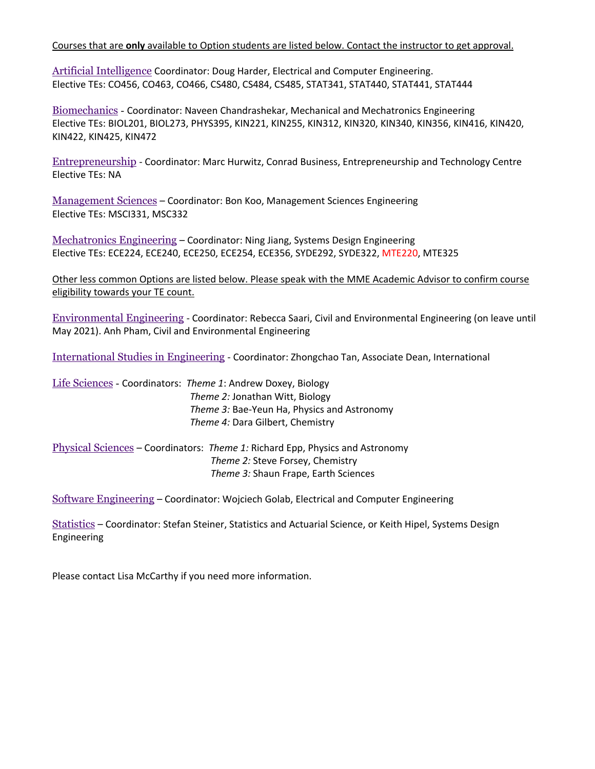Courses that are **only** available to Option students are listed below. Contact the instructor to get approval.

Artificial Intelligence Coordinator: Doug Harder, Electrical and Computer Engineering.
Elective TEs: CO456, CO463, CO466, CS480, CS484, CS485, STAT341, STAT440, STAT441, STAT444

Biomechanics - Coordinator: Naveen Chandrashekar, Mechanical and Mechatronics Engineering
Elective TEs: BIOL201, BIOL273, PHYS395, KIN221, KIN255, KIN312, KIN320, KIN340, KIN356, KIN416, KIN420, KIN422, KIN425, KIN472

Entrepreneurship - Coordinator: Marc Hurwitz, Conrad Business, Entrepreneurship and Technology Centre
Elective TEs: NA

Management Sciences – Coordinator: Bon Koo, Management Sciences Engineering
Elective TEs: MSCI331, MSC332

Mechatronics Engineering – Coordinator: Ning Jiang, Systems Design Engineering
Elective TEs: ECE224, ECE240, ECE250, ECE254, ECE356, SYDE292, SYDE322, MTE220, MTE325

Other less common Options are listed below. Please speak with the MME Academic Advisor to confirm course eligibility towards your TE count.

Environmental Engineering - Coordinator: Rebecca Saari, Civil and Environmental Engineering (on leave until May 2021). Anh Pham, Civil and Environmental Engineering

International Studies in Engineering - Coordinator: Zhongchao Tan, Associate Dean, International

Life Sciences - Coordinators: *Theme 1*: Andrew Doxey, Biology
*Theme 2:* Jonathan Witt, Biology
*Theme 3:* Bae-Yeun Ha, Physics and Astronomy
*Theme 4:* Dara Gilbert, Chemistry

Physical Sciences – Coordinators: *Theme 1:* Richard Epp, Physics and Astronomy
*Theme 2:* Steve Forsey, Chemistry
*Theme 3:* Shaun Frape, Earth Sciences

Software Engineering – Coordinator: Wojciech Golab, Electrical and Computer Engineering

Statistics – Coordinator: Stefan Steiner, Statistics and Actuarial Science, or Keith Hipel, Systems Design Engineering

Please contact Lisa McCarthy if you need more information.